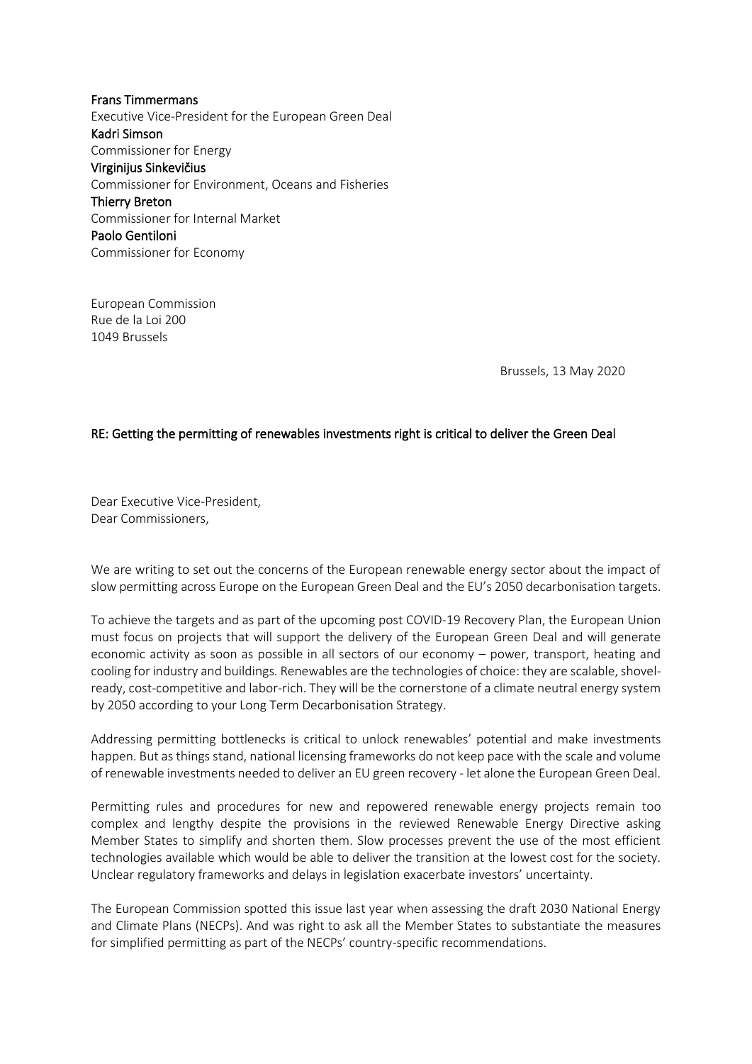**Frans Timmermans**
Executive Vice-President for the European Green Deal
**Kadri Simson**
Commissioner for Energy
**Virginijus Sinkevičius**
Commissioner for Environment, Oceans and Fisheries
**Thierry Breton**
Commissioner for Internal Market
**Paolo Gentiloni**
Commissioner for Economy

European Commission
Rue de la Loi 200
1049 Brussels

Brussels, 13 May 2020

RE: Getting the permitting of renewables investments right is critical to deliver the Green Deal

Dear Executive Vice-President,
Dear Commissioners,

We are writing to set out the concerns of the European renewable energy sector about the impact of slow permitting across Europe on the European Green Deal and the EU's 2050 decarbonisation targets.

To achieve the targets and as part of the upcoming post COVID-19 Recovery Plan, the European Union must focus on projects that will support the delivery of the European Green Deal and will generate economic activity as soon as possible in all sectors of our economy – power, transport, heating and cooling for industry and buildings. Renewables are the technologies of choice: they are scalable, shovel-ready, cost-competitive and labor-rich. They will be the cornerstone of a climate neutral energy system by 2050 according to your Long Term Decarbonisation Strategy.

Addressing permitting bottlenecks is critical to unlock renewables' potential and make investments happen. But as things stand, national licensing frameworks do not keep pace with the scale and volume of renewable investments needed to deliver an EU green recovery - let alone the European Green Deal.

Permitting rules and procedures for new and repowered renewable energy projects remain too complex and lengthy despite the provisions in the reviewed Renewable Energy Directive asking Member States to simplify and shorten them. Slow processes prevent the use of the most efficient technologies available which would be able to deliver the transition at the lowest cost for the society. Unclear regulatory frameworks and delays in legislation exacerbate investors' uncertainty.

The European Commission spotted this issue last year when assessing the draft 2030 National Energy and Climate Plans (NECPs). And was right to ask all the Member States to substantiate the measures for simplified permitting as part of the NECPs' country-specific recommendations.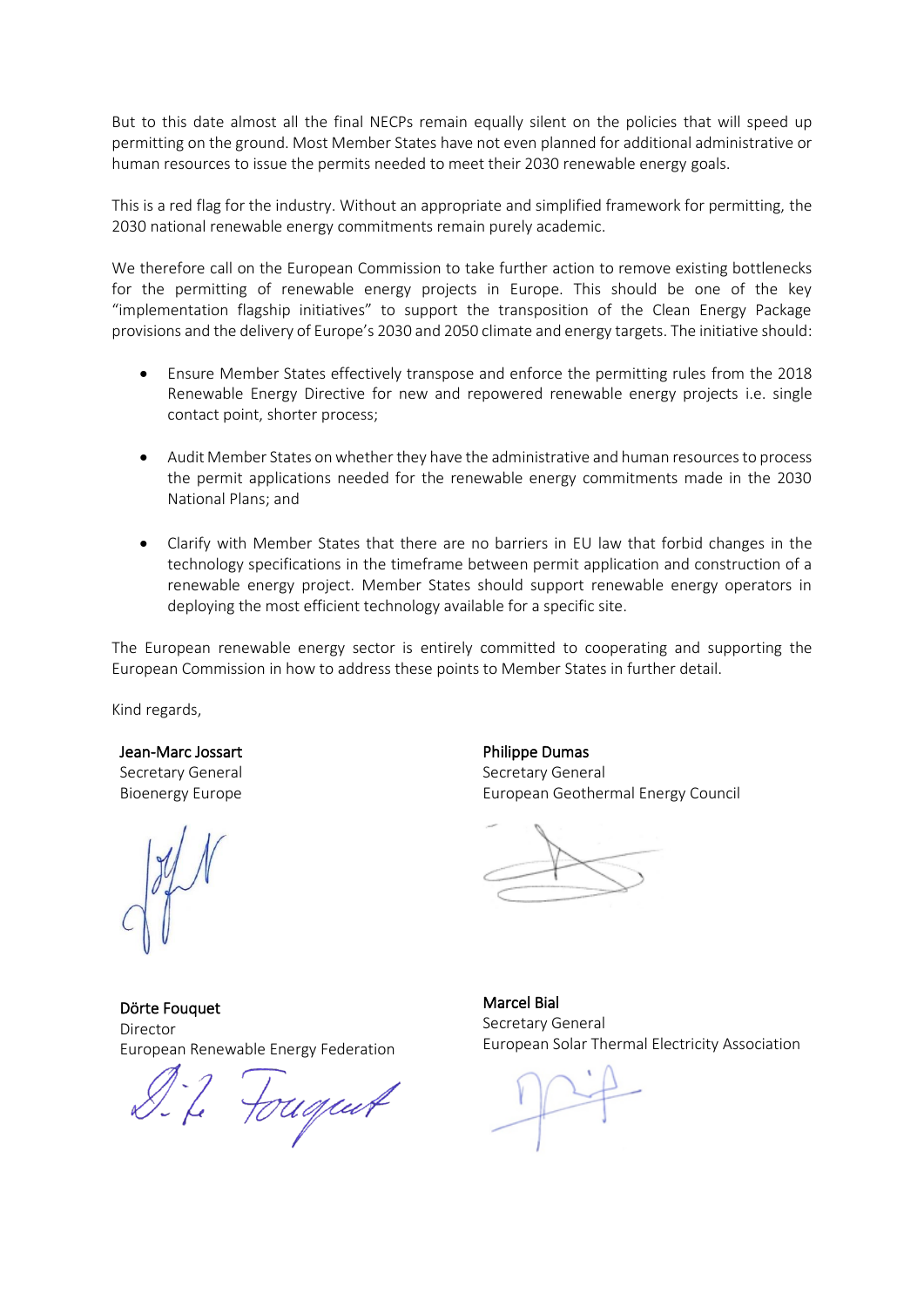But to this date almost all the final NECPs remain equally silent on the policies that will speed up permitting on the ground. Most Member States have not even planned for additional administrative or human resources to issue the permits needed to meet their 2030 renewable energy goals.

This is a red flag for the industry. Without an appropriate and simplified framework for permitting, the 2030 national renewable energy commitments remain purely academic.

We therefore call on the European Commission to take further action to remove existing bottlenecks for the permitting of renewable energy projects in Europe. This should be one of the key "implementation flagship initiatives" to support the transposition of the Clean Energy Package provisions and the delivery of Europe's 2030 and 2050 climate and energy targets. The initiative should:

- Ensure Member States effectively transpose and enforce the permitting rules from the 2018 Renewable Energy Directive for new and repowered renewable energy projects i.e. single contact point, shorter process;
- Audit Member States on whether they have the administrative and human resources to process the permit applications needed for the renewable energy commitments made in the 2030 National Plans; and
- Clarify with Member States that there are no barriers in EU law that forbid changes in the technology specifications in the timeframe between permit application and construction of a renewable energy project. Member States should support renewable energy operators in deploying the most efficient technology available for a specific site.

The European renewable energy sector is entirely committed to cooperating and supporting the European Commission in how to address these points to Member States in further detail.

Kind regards,

**Jean-Marc Jossart**
Secretary General
Bioenergy Europe

**Philippe Dumas**
Secretary General
European Geothermal Energy Council

**Dörte Fouquet**
Director
European Renewable Energy Federation

**Marcel Bial**
Secretary General
European Solar Thermal Electricity Association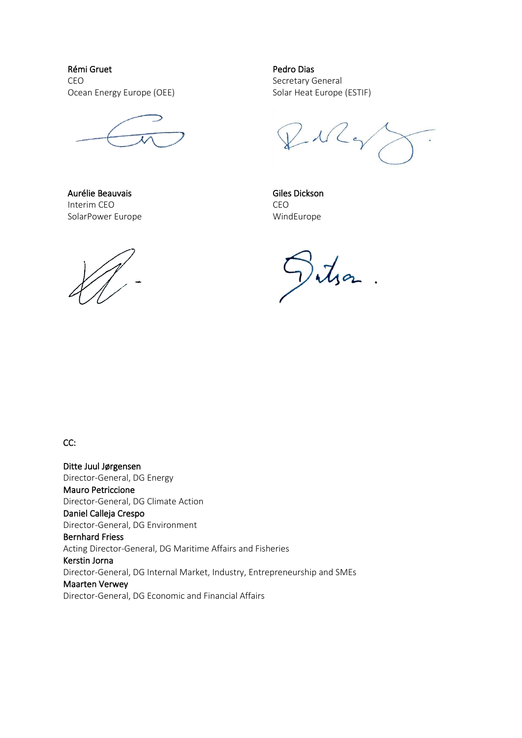**Rémi Gruet**
CEO
Ocean Energy Europe (OEE)

**Pedro Dias**
Secretary General
Solar Heat Europe (ESTIF)

**Aurélie Beauvais**
Interim CEO
SolarPower Europe

**Giles Dickson**
CEO
WindEurope

CC:

**Ditte Juul Jørgensen**
Director-General, DG Energy
**Mauro Petriccione**
Director-General, DG Climate Action
**Daniel Calleja Crespo**
Director-General, DG Environment
**Bernhard Friess**
Acting Director-General, DG Maritime Affairs and Fisheries
**Kerstin Jorna**
Director-General, DG Internal Market, Industry, Entrepreneurship and SMEs
**Maarten Verwey**
Director-General, DG Economic and Financial Affairs